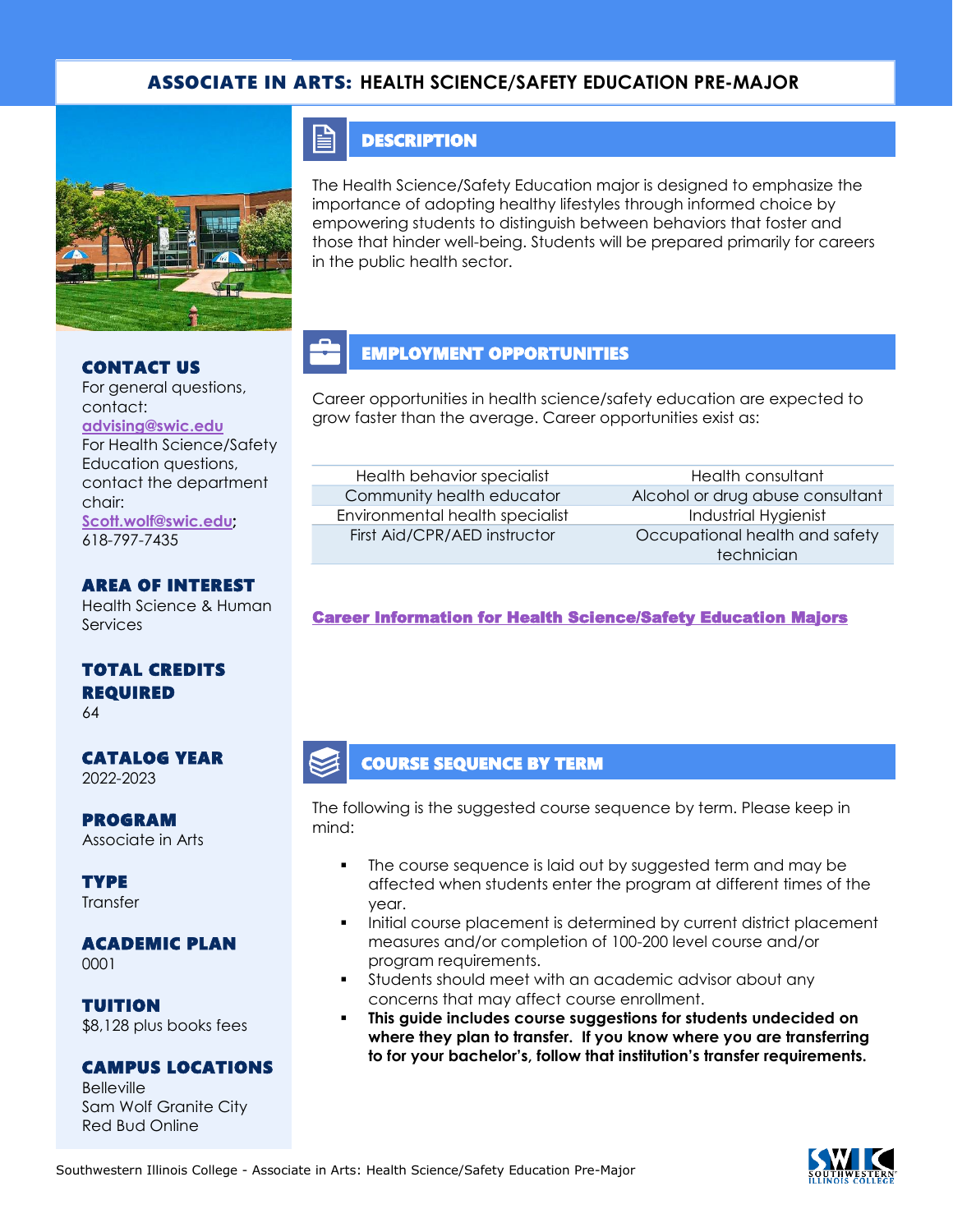# ASSOCIATE IN ARTS: HEALTH SCIENCE/SAFETY EDUCATION PRE-MAJOR

## DESCRIPTION

The Health Science/Safety Education major is designed to emphasize the importance of adopting healthy lifestyles through informed choice by empowering students to distinguish between behaviors that foster and those that hinder well-being. Students will be prepared primarily for careers in the public health sector.

## EMPLOYMENT OPPORTUNITIES

Career opportunities in health science/safety education are expected to grow faster than the average. Career opportunities exist as:

| | |
|---|---|
| Health behavior specialist | Health consultant |
| Community health educator | Alcohol or drug abuse consultant |
| Environmental health specialist | Industrial Hygienist |
| First Aid/CPR/AED instructor | Occupational health and safety technician |

**Career Information for Health Science/Safety Education Majors**

## COURSE SEQUENCE BY TERM

The following is the suggested course sequence by term. Please keep in mind:

- The course sequence is laid out by suggested term and may be affected when students enter the program at different times of the year.
- Initial course placement is determined by current district placement measures and/or completion of 100-200 level course and/or program requirements.
- Students should meet with an academic advisor about any concerns that may affect course enrollment.
- **This guide includes course suggestions for students undecided on where they plan to transfer. If you know where you are transferring to for your bachelor's, follow that institution's transfer requirements.**

### CONTACT US

For general questions, contact:
advising@swic.edu
For Health Science/Safety Education questions, contact the department chair:
Scott.wolf@swic.edu; 618-797-7435

### AREA OF INTEREST

Health Science & Human Services

### TOTAL CREDITS REQUIRED

64

### CATALOG YEAR

2022-2023

### PROGRAM

Associate in Arts

### TYPE

Transfer

### ACADEMIC PLAN

0001

### TUITION

$8,128 plus books fees

### CAMPUS LOCATIONS

Belleville
Sam Wolf Granite City
Red Bud Online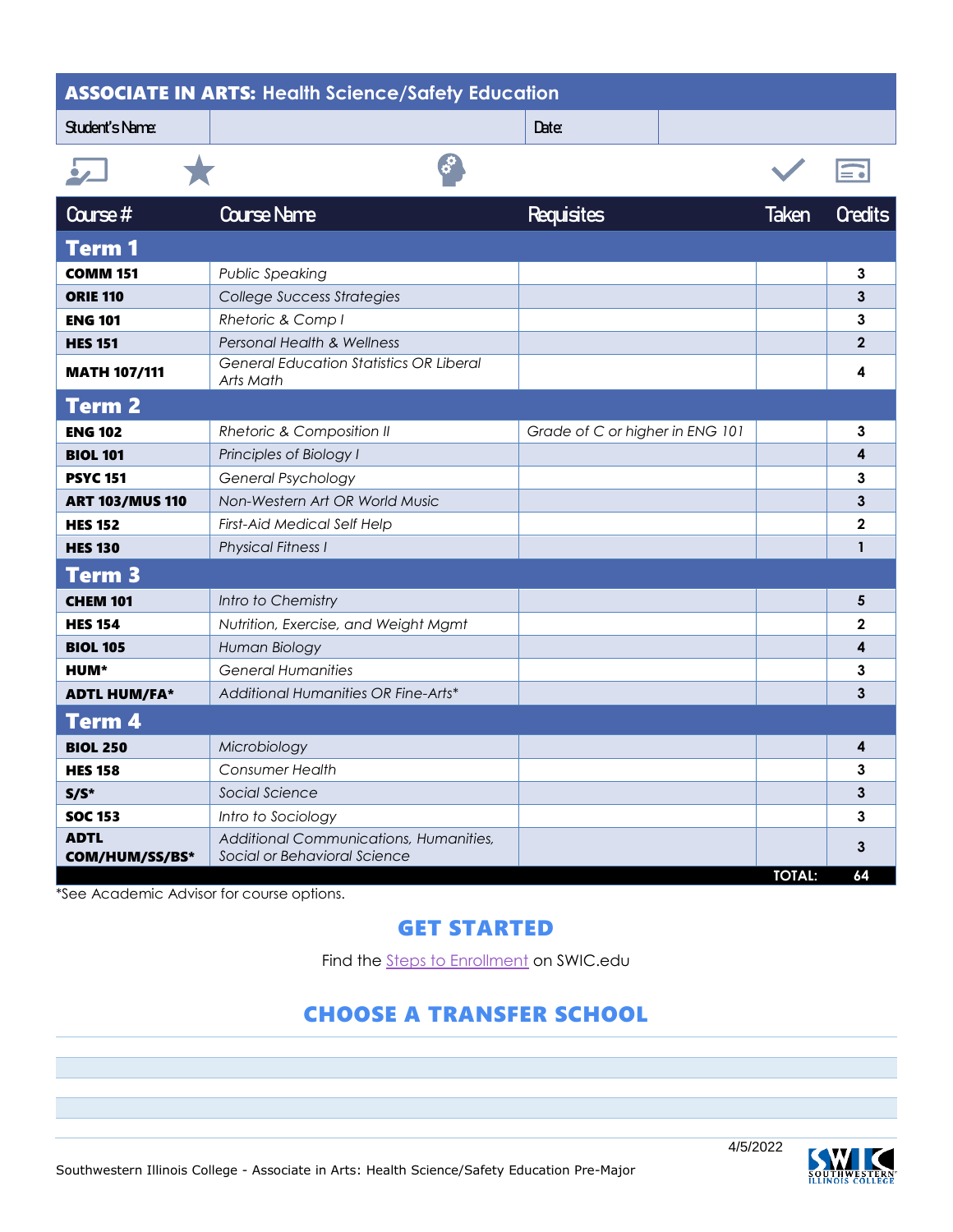## ASSOCIATE IN ARTS: Health Science/Safety Education

| Student's Name: | | Date: | |
|---|---|---|---|

| Course # | Course Name | Requisites | Taken | Credits |
|---|---|---|---|---|
| **Term 1** | | | | |
| **COMM 151** | *Public Speaking* | | | 3 |
| **ORIE 110** | *College Success Strategies* | | | 3 |
| **ENG 101** | *Rhetoric & Comp I* | | | 3 |
| **HES 151** | *Personal Health & Wellness* | | | 2 |
| **MATH 107/111** | *General Education Statistics OR Liberal Arts Math* | | | 4 |
| **Term 2** | | | | |
| **ENG 102** | *Rhetoric & Composition II* | *Grade of C or higher in ENG 101* | | 3 |
| **BIOL 101** | *Principles of Biology I* | | | 4 |
| **PSYC 151** | *General Psychology* | | | 3 |
| **ART 103/MUS 110** | *Non-Western Art OR World Music* | | | 3 |
| **HES 152** | *First-Aid Medical Self Help* | | | 2 |
| **HES 130** | *Physical Fitness I* | | | 1 |
| **Term 3** | | | | |
| **CHEM 101** | *Intro to Chemistry* | | | 5 |
| **HES 154** | *Nutrition, Exercise, and Weight Mgmt* | | | 2 |
| **BIOL 105** | *Human Biology* | | | 4 |
| **HUM*** | *General Humanities* | | | 3 |
| **ADTL HUM/FA*** | *Additional Humanities OR Fine-Arts** | | | 3 |
| **Term 4** | | | | |
| **BIOL 250** | *Microbiology* | | | 4 |
| **HES 158** | *Consumer Health* | | | 3 |
| **S/S*** | *Social Science* | | | 3 |
| **SOC 153** | *Intro to Sociology* | | | 3 |
| **ADTL COM/HUM/SS/BS*** | *Additional Communications, Humanities, Social or Behavioral Science* | | | 3 |
| | | | **TOTAL:** | **64** |

*See Academic Advisor for course options.

## GET STARTED

Find the Steps to Enrollment on SWIC.edu

## CHOOSE A TRANSFER SCHOOL

4/5/2022

Southwestern Illinois College - Associate in Arts: Health Science/Safety Education Pre-Major